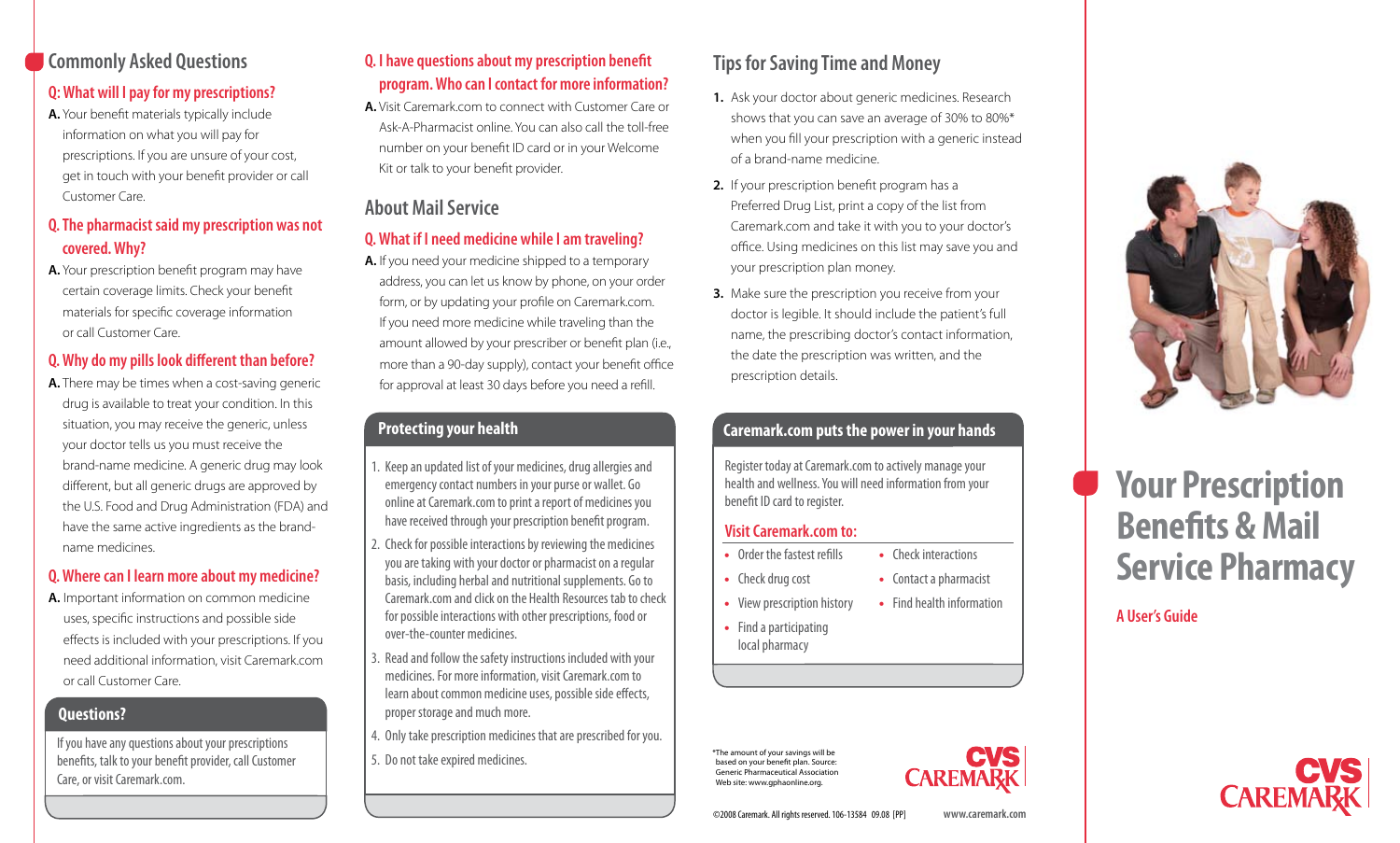## Commonly Asked Questions

### Q: What will I pay for my prescriptions?

**A.** Your benefit materials typically include information on what you will pay for prescriptions. If you are unsure of your cost, get in touch with your benefit provider or call Customer Care.

### Q. The pharmacist said my prescription was not covered. Why?

**A.** Your prescription benefit program may have certain coverage limits. Check your benefit materials for specific coverage information or call Customer Care.

### Q. Why do my pills look different than before?

**A.** There may be times when a cost-saving generic drug is available to treat your condition. In this situation, you may receive the generic, unless your doctor tells us you must receive the brand-name medicine. A generic drug may look different, but all generic drugs are approved by the U.S. Food and Drug Administration (FDA) and have the same active ingredients as the brand-name medicines.

### Q. Where can I learn more about my medicine?

**A.** Important information on common medicine uses, specific instructions and possible side effects is included with your prescriptions. If you need additional information, visit Caremark.com or call Customer Care.

### Questions?

If you have any questions about your prescriptions benefits, talk to your benefit provider, call Customer Care, or visit Caremark.com.

### Q. I have questions about my prescription benefit program. Who can I contact for more information?

**A.** Visit Caremark.com to connect with Customer Care or Ask-A-Pharmacist online. You can also call the toll-free number on your benefit ID card or in your Welcome Kit or talk to your benefit provider.

## About Mail Service

### Q. What if I need medicine while I am traveling?

**A.** If you need your medicine shipped to a temporary address, you can let us know by phone, on your order form, or by updating your profile on Caremark.com. If you need more medicine while traveling than the amount allowed by your prescriber or benefit plan (i.e., more than a 90-day supply), contact your benefit office for approval at least 30 days before you need a refill.

### Protecting your health

1. Keep an updated list of your medicines, drug allergies and emergency contact numbers in your purse or wallet. Go online at Caremark.com to print a report of medicines you have received through your prescription benefit program.
2. Check for possible interactions by reviewing the medicines you are taking with your doctor or pharmacist on a regular basis, including herbal and nutritional supplements. Go to Caremark.com and click on the Health Resources tab to check for possible interactions with other prescriptions, food or over-the-counter medicines.
3. Read and follow the safety instructions included with your medicines. For more information, visit Caremark.com to learn about common medicine uses, possible side effects, proper storage and much more.
4. Only take prescription medicines that are prescribed for you.
5. Do not take expired medicines.

## Tips for Saving Time and Money

1. Ask your doctor about generic medicines. Research shows that you can save an average of 30% to 80%* when you fill your prescription with a generic instead of a brand-name medicine.
2. If your prescription benefit program has a Preferred Drug List, print a copy of the list from Caremark.com and take it with you to your doctor's office. Using medicines on this list may save you and your prescription plan money.
3. Make sure the prescription you receive from your doctor is legible. It should include the patient's full name, the prescribing doctor's contact information, the date the prescription was written, and the prescription details.

### Caremark.com puts the power in your hands

Register today at Caremark.com to actively manage your health and wellness. You will need information from your benefit ID card to register.

**Visit Caremark.com to:**

- Order the fastest refills
- Check drug cost
- View prescription history
- Find a participating local pharmacy
- Check interactions
- Contact a pharmacist
- Find health information

*The amount of your savings will be based on your benefit plan. Source: Generic Pharmaceutical Association Web site: www.gphaonline.org.

CVS CAREMARK

©2008 Caremark. All rights reserved. 106-13584 09.08 [PP]

www.caremark.com

# Your Prescription Benefits & Mail Service Pharmacy

## A User's Guide

CVS CAREMARK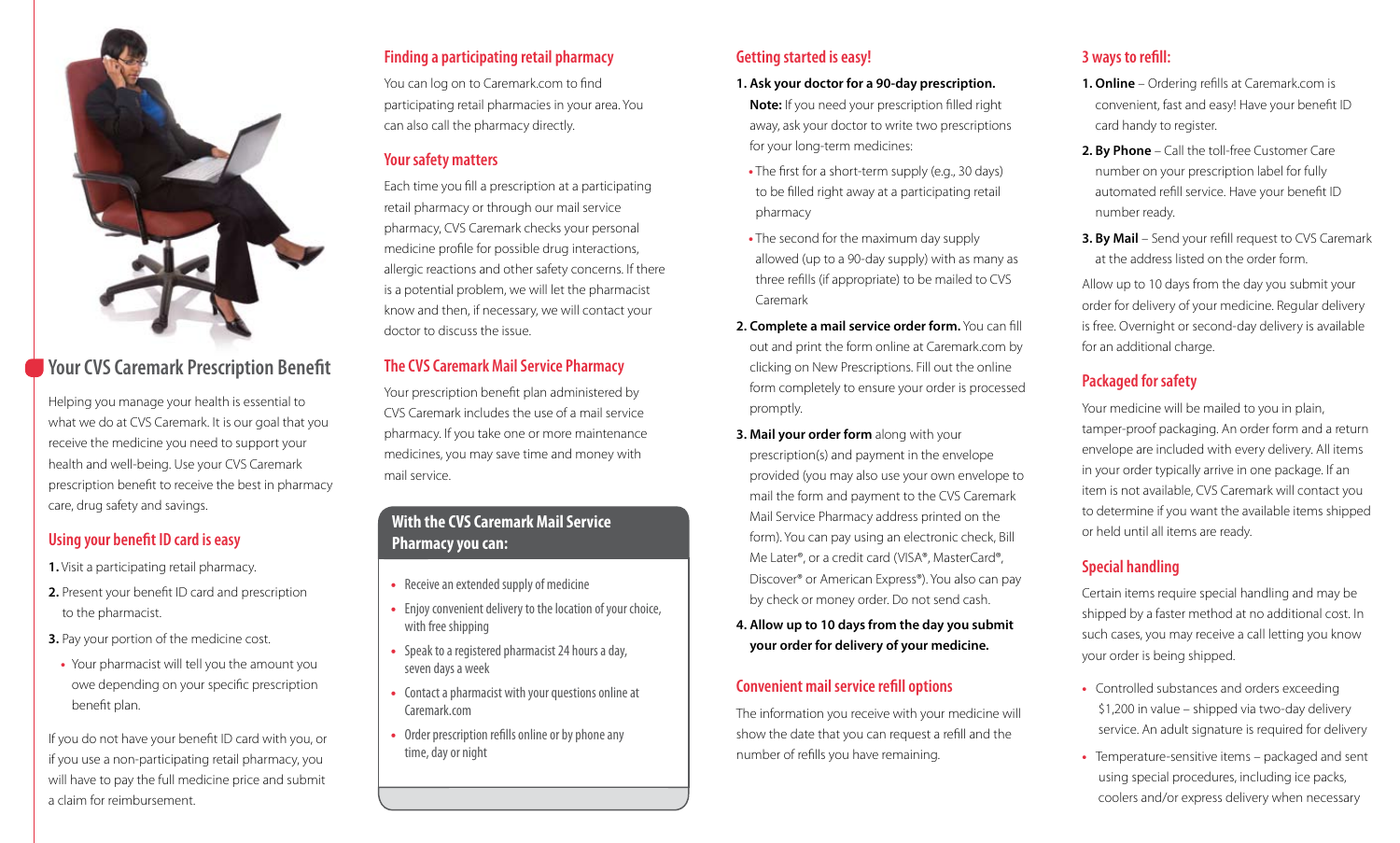## Your CVS Caremark Prescription Benefit

Helping you manage your health is essential to what we do at CVS Caremark. It is our goal that you receive the medicine you need to support your health and well-being. Use your CVS Caremark prescription benefit to receive the best in pharmacy care, drug safety and savings.

### Using your benefit ID card is easy

1. Visit a participating retail pharmacy.
2. Present your benefit ID card and prescription to the pharmacist.
3. Pay your portion of the medicine cost.
   - Your pharmacist will tell you the amount you owe depending on your specific prescription benefit plan.

If you do not have your benefit ID card with you, or if you use a non-participating retail pharmacy, you will have to pay the full medicine price and submit a claim for reimbursement.

### Finding a participating retail pharmacy

You can log on to Caremark.com to find participating retail pharmacies in your area. You can also call the pharmacy directly.

### Your safety matters

Each time you fill a prescription at a participating retail pharmacy or through our mail service pharmacy, CVS Caremark checks your personal medicine profile for possible drug interactions, allergic reactions and other safety concerns. If there is a potential problem, we will let the pharmacist know and then, if necessary, we will contact your doctor to discuss the issue.

### The CVS Caremark Mail Service Pharmacy

Your prescription benefit plan administered by CVS Caremark includes the use of a mail service pharmacy. If you take one or more maintenance medicines, you may save time and money with mail service.

**With the CVS Caremark Mail Service Pharmacy you can:**

- Receive an extended supply of medicine
- Enjoy convenient delivery to the location of your choice, with free shipping
- Speak to a registered pharmacist 24 hours a day, seven days a week
- Contact a pharmacist with your questions online at Caremark.com
- Order prescription refills online or by phone any time, day or night

### Getting started is easy!

1. **Ask your doctor for a 90-day prescription.**
   **Note:** If you need your prescription filled right away, ask your doctor to write two prescriptions for your long-term medicines:
   - The first for a short-term supply (e.g., 30 days) to be filled right away at a participating retail pharmacy
   - The second for the maximum day supply allowed (up to a 90-day supply) with as many as three refills (if appropriate) to be mailed to CVS Caremark
2. **Complete a mail service order form.** You can fill out and print the form online at Caremark.com by clicking on New Prescriptions. Fill out the online form completely to ensure your order is processed promptly.
3. **Mail your order form** along with your prescription(s) and payment in the envelope provided (you may also use your own envelope to mail the form and payment to the CVS Caremark Mail Service Pharmacy address printed on the form). You can pay using an electronic check, Bill Me Later®, or a credit card (VISA®, MasterCard®, Discover® or American Express®). You also can pay by check or money order. Do not send cash.
4. **Allow up to 10 days from the day you submit your order for delivery of your medicine.**

### Convenient mail service refill options

The information you receive with your medicine will show the date that you can request a refill and the number of refills you have remaining.

### 3 ways to refill:

1. **Online** – Ordering refills at Caremark.com is convenient, fast and easy! Have your benefit ID card handy to register.
2. **By Phone** – Call the toll-free Customer Care number on your prescription label for fully automated refill service. Have your benefit ID number ready.
3. **By Mail** – Send your refill request to CVS Caremark at the address listed on the order form.

Allow up to 10 days from the day you submit your order for delivery of your medicine. Regular delivery is free. Overnight or second-day delivery is available for an additional charge.

### Packaged for safety

Your medicine will be mailed to you in plain, tamper-proof packaging. An order form and a return envelope are included with every delivery. All items in your order typically arrive in one package. If an item is not available, CVS Caremark will contact you to determine if you want the available items shipped or held until all items are ready.

### Special handling

Certain items require special handling and may be shipped by a faster method at no additional cost. In such cases, you may receive a call letting you know your order is being shipped.

- Controlled substances and orders exceeding $1,200 in value – shipped via two-day delivery service. An adult signature is required for delivery
- Temperature-sensitive items – packaged and sent using special procedures, including ice packs, coolers and/or express delivery when necessary